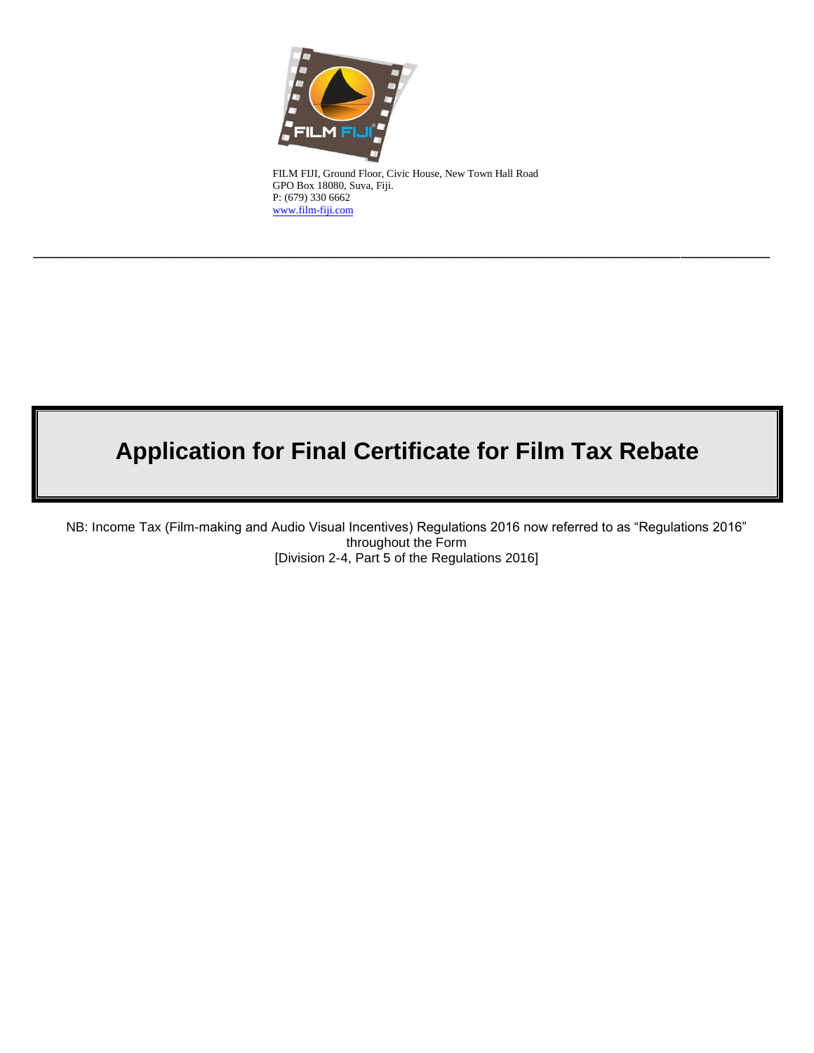FILM FIJI, Ground Floor, Civic House, New Town Hall Road
GPO Box 18080, Suva, Fiji.
P: (679) 330 6662
www.film-fiji.com

---

# Application for Final Certificate for Film Tax Rebate

NB: Income Tax (Film-making and Audio Visual Incentives) Regulations 2016 now referred to as "Regulations 2016" throughout the Form
[Division 2-4, Part 5 of the Regulations 2016]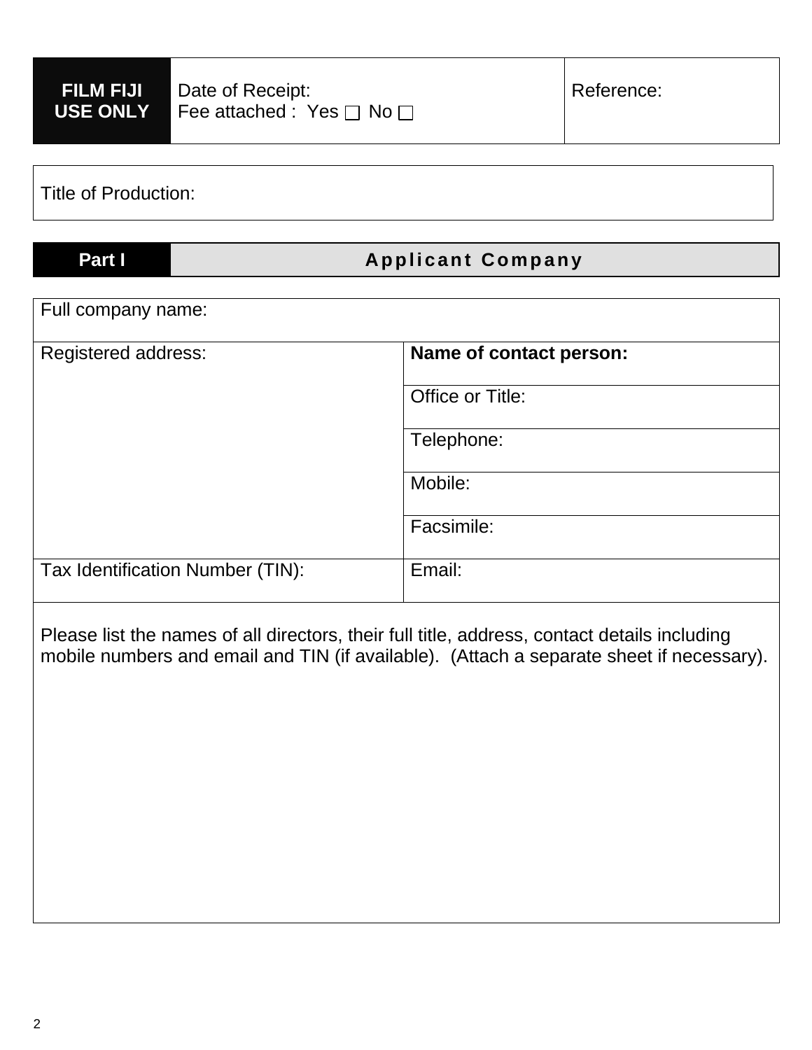| **FILM FIJI USE ONLY** | Date of Receipt:<br>Fee attached : Yes ☐ No ☐ | Reference: |
|---|---|---|

| Title of Production: |
|---|

| **Part I** | **Applicant Company** |
|---|---|

| Full company name: | |
|---|---|
| Registered address: | **Name of contact person:** |
| | Office or Title: |
| | Telephone: |
| | Mobile: |
| | Facsimile: |
| Tax Identification Number (TIN): | Email: |

Please list the names of all directors, their full title, address, contact details including mobile numbers and email and TIN (if available). (Attach a separate sheet if necessary).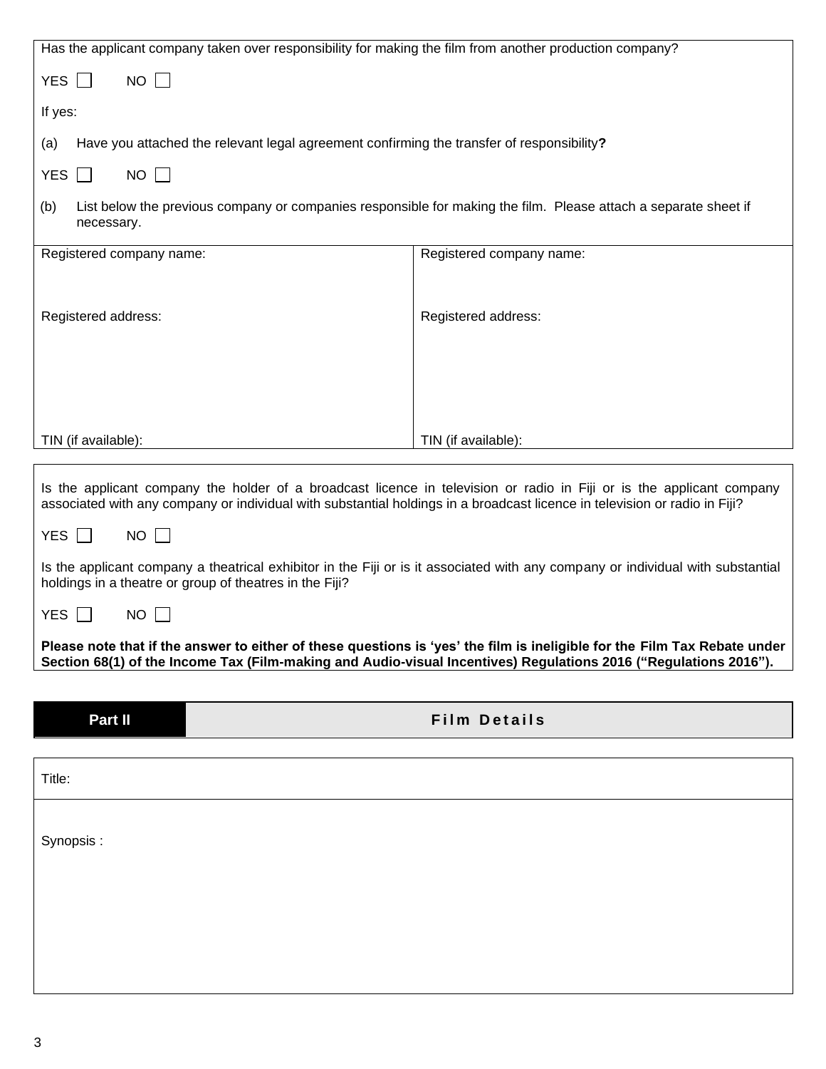Has the applicant company taken over responsibility for making the film from another production company?

YES ☐ NO ☐

If yes:

(a) Have you attached the relevant legal agreement confirming the transfer of responsibility**?**

YES ☐ NO ☐

(b) List below the previous company or companies responsible for making the film. Please attach a separate sheet if necessary.

| Registered company name: | Registered company name: |
|---|---|
| Registered address: | Registered address: |
| TIN (if available): | TIN (if available): |

Is the applicant company the holder of a broadcast licence in television or radio in Fiji or is the applicant company associated with any company or individual with substantial holdings in a broadcast licence in television or radio in Fiji?

YES ☐ NO ☐

Is the applicant company a theatrical exhibitor in the Fiji or is it associated with any company or individual with substantial holdings in a theatre or group of theatres in the Fiji?

YES ☐ NO ☐

**Please note that if the answer to either of these questions is 'yes' the film is ineligible for the Film Tax Rebate under Section 68(1) of the Income Tax (Film-making and Audio-visual Incentives) Regulations 2016 ("Regulations 2016").**

## Part II Film Details

Title:

Synopsis :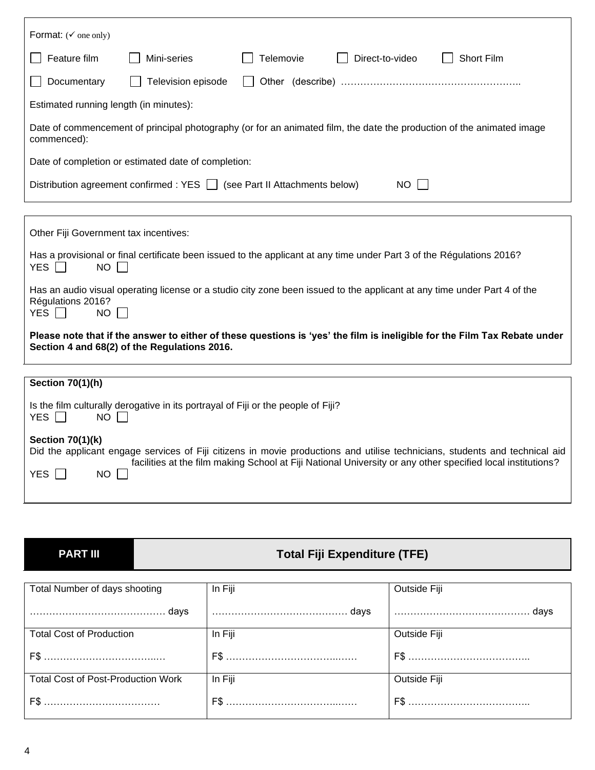Format: (✓ one only)

☐ Feature film ☐ Mini-series ☐ Telemovie ☐ Direct-to-video ☐ Short Film

☐ Documentary ☐ Television episode ☐ Other (describe) ………………………………………………..

Estimated running length (in minutes):

Date of commencement of principal photography (or for an animated film, the date the production of the animated image commenced):

Date of completion or estimated date of completion:

Distribution agreement confirmed : YES ☐ (see Part II Attachments below) NO ☐

Other Fiji Government tax incentives:

Has a provisional or final certificate been issued to the applicant at any time under Part 3 of the Régulations 2016?
YES ☐ NO ☐

Has an audio visual operating license or a studio city zone been issued to the applicant at any time under Part 4 of the Régulations 2016?
YES ☐ NO ☐

**Please note that if the answer to either of these questions is 'yes' the film is ineligible for the Film Tax Rebate under Section 4 and 68(2) of the Regulations 2016.**

**Section 70(1)(h)**

Is the film culturally derogative in its portrayal of Fiji or the people of Fiji?
YES ☐ NO ☐

**Section 70(1)(k)**
Did the applicant engage services of Fiji citizens in movie productions and utilise technicians, students and technical aid facilities at the film making School at Fiji National University or any other specified local institutions?
YES ☐ NO ☐

## PART III Total Fiji Expenditure (TFE)

| Total Number of days shooting | In Fiji | Outside Fiji |
|---|---|---|
| …………………………………… days | …………………………………… days | …………………………………… days |
| **Total Cost of Production** | **In Fiji** | **Outside Fiji** |
| F$ ……………………………..… | F$ ……………………………..…… | F$ ……………………………….. |
| **Total Cost of Post-Production Work** | **In Fiji** | **Outside Fiji** |
| F$ ……………………………… | F$ ……………………………..…… | F$ ……………………………….. |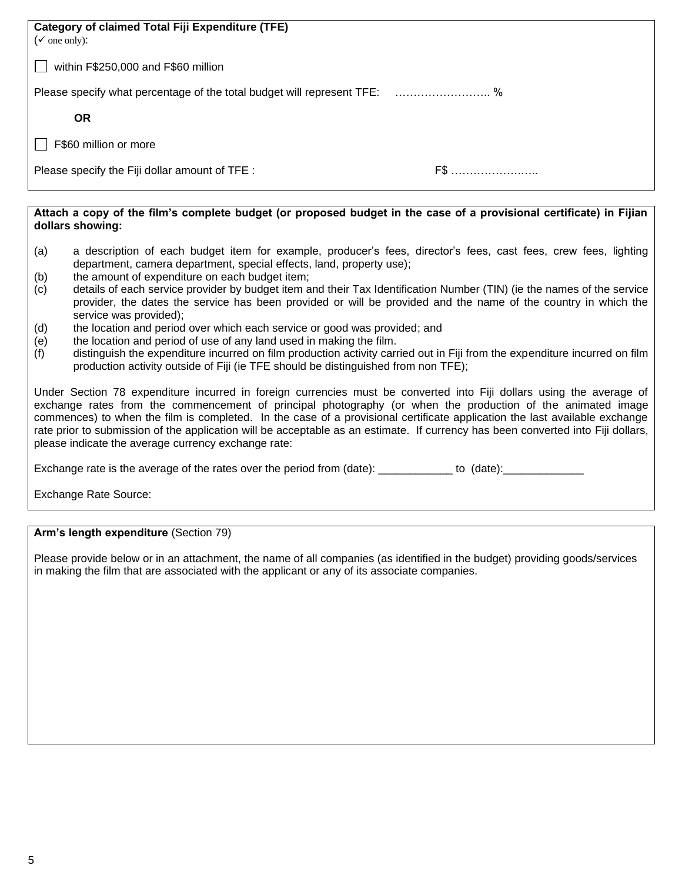**Category of claimed Total Fiji Expenditure (TFE)**
(✓ one only):

☐ within F$250,000 and F$60 million

Please specify what percentage of the total budget will represent TFE: …………………….. %

**OR**

☐ F$60 million or more

Please specify the Fiji dollar amount of TFE : F$ ……………………

**Attach a copy of the film's complete budget (or proposed budget in the case of a provisional certificate) in Fijian dollars showing:**

(a) a description of each budget item for example, producer's fees, director's fees, cast fees, crew fees, lighting department, camera department, special effects, land, property use);
(b) the amount of expenditure on each budget item;
(c) details of each service provider by budget item and their Tax Identification Number (TIN) (ie the names of the service provider, the dates the service has been provided or will be provided and the name of the country in which the service was provided);
(d) the location and period over which each service or good was provided; and
(e) the location and period of use of any land used in making the film.
(f) distinguish the expenditure incurred on film production activity carried out in Fiji from the expenditure incurred on film production activity outside of Fiji (ie TFE should be distinguished from non TFE);

Under Section 78 expenditure incurred in foreign currencies must be converted into Fiji dollars using the average of exchange rates from the commencement of principal photography (or when the production of the animated image commences) to when the film is completed. In the case of a provisional certificate application the last available exchange rate prior to submission of the application will be acceptable as an estimate. If currency has been converted into Fiji dollars, please indicate the average currency exchange rate:

Exchange rate is the average of the rates over the period from (date): ____________ to (date):_____________

Exchange Rate Source:

**Arm's length expenditure** (Section 79)

Please provide below or in an attachment, the name of all companies (as identified in the budget) providing goods/services in making the film that are associated with the applicant or any of its associate companies.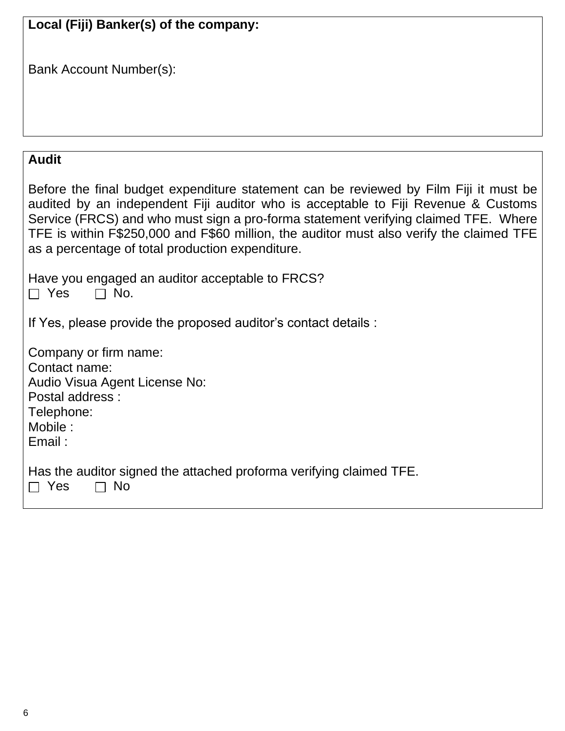**Local (Fiji) Banker(s) of the company:**

Bank Account Number(s):

**Audit**

Before the final budget expenditure statement can be reviewed by Film Fiji it must be audited by an independent Fiji auditor who is acceptable to Fiji Revenue & Customs Service (FRCS) and who must sign a pro-forma statement verifying claimed TFE. Where TFE is within F$250,000 and F$60 million, the auditor must also verify the claimed TFE as a percentage of total production expenditure.

Have you engaged an auditor acceptable to FRCS?

☐ Yes ☐ No.

If Yes, please provide the proposed auditor's contact details :

Company or firm name:
Contact name:
Audio Visua Agent License No:
Postal address :
Telephone:
Mobile :
Email :

Has the auditor signed the attached proforma verifying claimed TFE.

☐ Yes ☐ No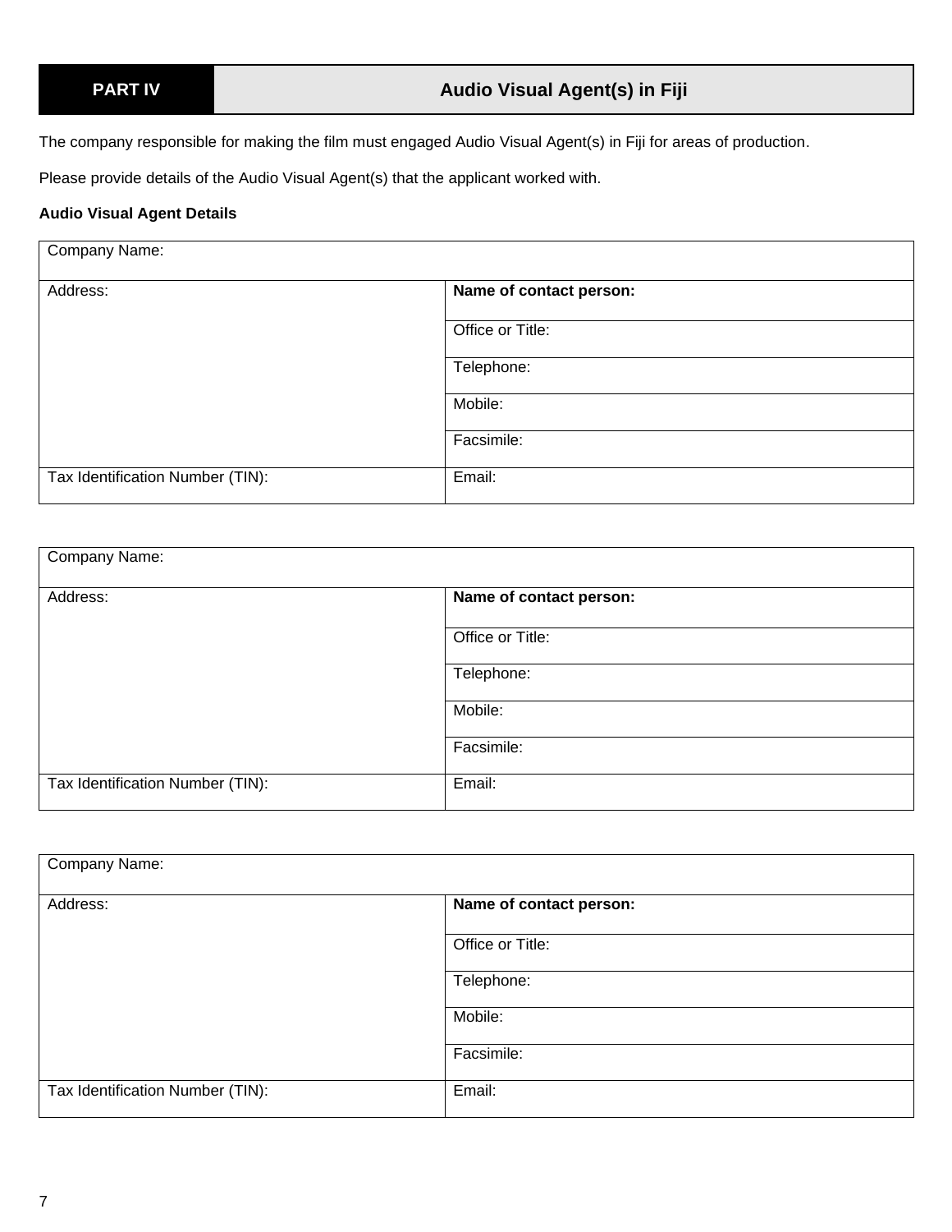| PART IV | Audio Visual Agent(s) in Fiji |
|---|---|

The company responsible for making the film must engaged Audio Visual Agent(s) in Fiji for areas of production.

Please provide details of the Audio Visual Agent(s) that the applicant worked with.

**Audio Visual Agent Details**

| Company Name: | |
|---|---|
| Address: | **Name of contact person:** |
| | Office or Title: |
| | Telephone: |
| | Mobile: |
| | Facsimile: |
| Tax Identification Number (TIN): | Email: |

| Company Name: | |
|---|---|
| Address: | **Name of contact person:** |
| | Office or Title: |
| | Telephone: |
| | Mobile: |
| | Facsimile: |
| Tax Identification Number (TIN): | Email: |

| Company Name: | |
|---|---|
| Address: | **Name of contact person:** |
| | Office or Title: |
| | Telephone: |
| | Mobile: |
| | Facsimile: |
| Tax Identification Number (TIN): | Email: |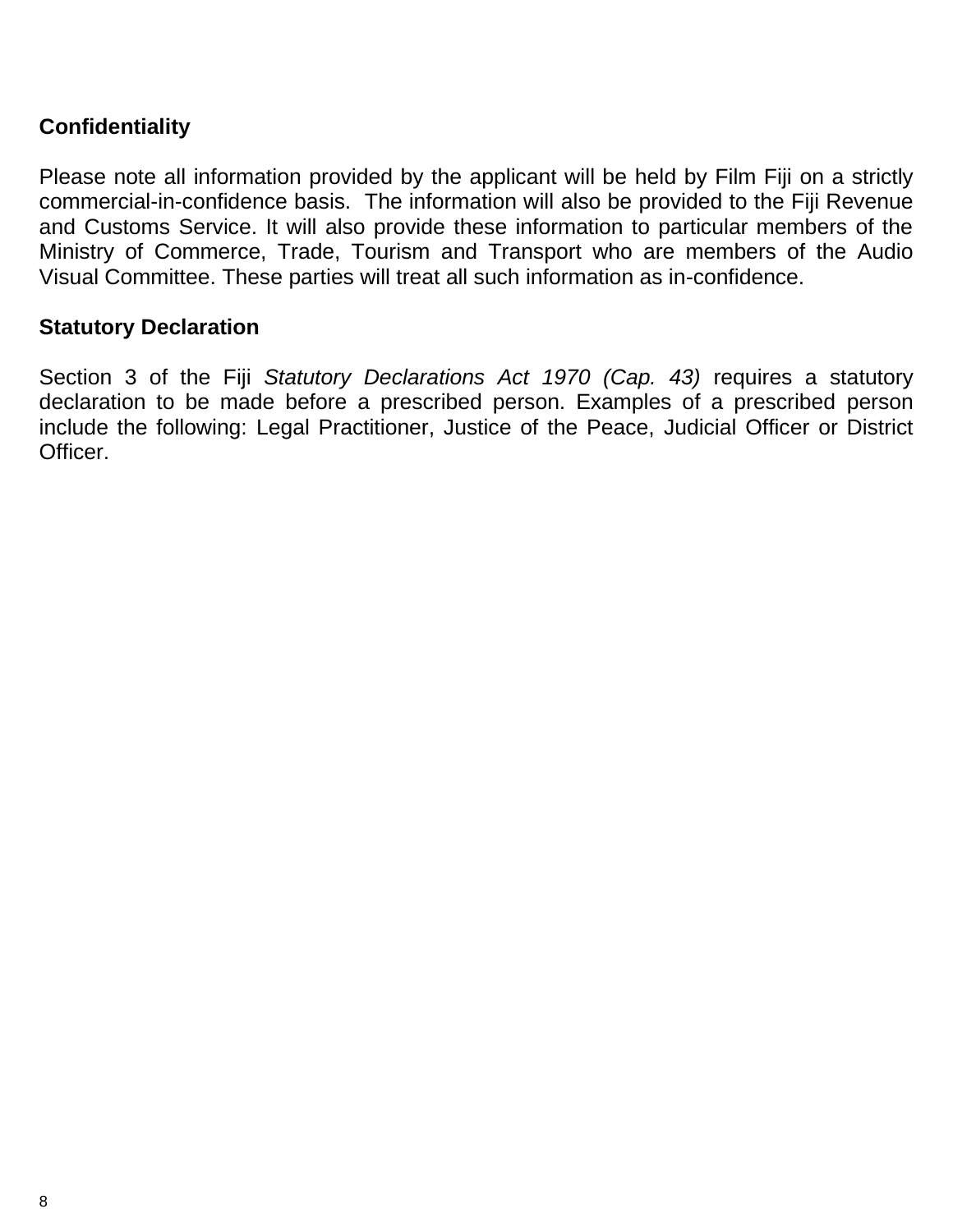**Confidentiality**

Please note all information provided by the applicant will be held by Film Fiji on a strictly commercial-in-confidence basis. The information will also be provided to the Fiji Revenue and Customs Service. It will also provide these information to particular members of the Ministry of Commerce, Trade, Tourism and Transport who are members of the Audio Visual Committee. These parties will treat all such information as in-confidence.

**Statutory Declaration**

Section 3 of the Fiji *Statutory Declarations Act 1970 (Cap. 43)* requires a statutory declaration to be made before a prescribed person. Examples of a prescribed person include the following: Legal Practitioner, Justice of the Peace, Judicial Officer or District Officer.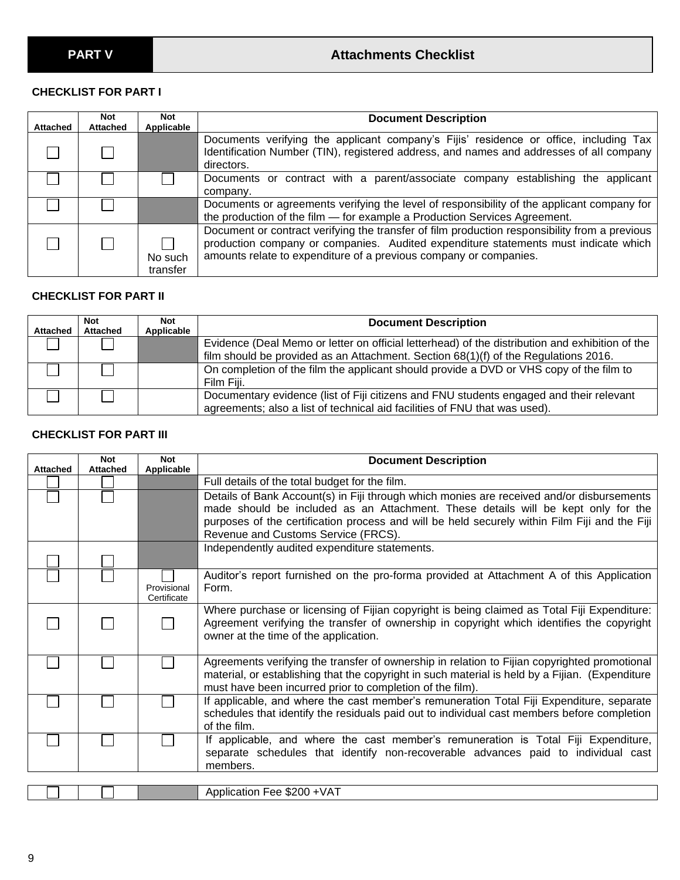## PART V Attachments Checklist

### CHECKLIST FOR PART I

| Attached | Not Attached | Not Applicable | Document Description |
|---|---|---|---|
| ☐ | ☐ | | Documents verifying the applicant company's Fijis' residence or office, including Tax Identification Number (TIN), registered address, and names and addresses of all company directors. |
| ☐ | ☐ | ☐ | Documents or contract with a parent/associate company establishing the applicant company. |
| ☐ | ☐ | | Documents or agreements verifying the level of responsibility of the applicant company for the production of the film — for example a Production Services Agreement. |
| ☐ | ☐ | ☐ No such transfer | Document or contract verifying the transfer of film production responsibility from a previous production company or companies. Audited expenditure statements must indicate which amounts relate to expenditure of a previous company or companies. |

### CHECKLIST FOR PART II

| Attached | Not Attached | Not Applicable | Document Description |
|---|---|---|---|
| ☐ | ☐ | | Evidence (Deal Memo or letter on official letterhead) of the distribution and exhibition of the film should be provided as an Attachment. Section 68(1)(f) of the Regulations 2016. |
| ☐ | ☐ | | On completion of the film the applicant should provide a DVD or VHS copy of the film to Film Fiji. |
| ☐ | ☐ | | Documentary evidence (list of Fiji citizens and FNU students engaged and their relevant agreements; also a list of technical aid facilities of FNU that was used). |

### CHECKLIST FOR PART III

| Attached | Not Attached | Not Applicable | Document Description |
|---|---|---|---|
| ☐ | ☐ | | Full details of the total budget for the film. |
| ☐ | ☐ | | Details of Bank Account(s) in Fiji through which monies are received and/or disbursements made should be included as an Attachment. These details will be kept only for the purposes of the certification process and will be held securely within Film Fiji and the Fiji Revenue and Customs Service (FRCS). |
| ☐ | ☐ | | Independently audited expenditure statements. |
| ☐ | ☐ | ☐ Provisional Certificate | Auditor's report furnished on the pro-forma provided at Attachment A of this Application Form. |
| ☐ | ☐ | ☐ | Where purchase or licensing of Fijian copyright is being claimed as Total Fiji Expenditure: Agreement verifying the transfer of ownership in copyright which identifies the copyright owner at the time of the application. |
| ☐ | ☐ | ☐ | Agreements verifying the transfer of ownership in relation to Fijian copyrighted promotional material, or establishing that the copyright in such material is held by a Fijian. (Expenditure must have been incurred prior to completion of the film). |
| ☐ | ☐ | ☐ | If applicable, and where the cast member's remuneration Total Fiji Expenditure, separate schedules that identify the residuals paid out to individual cast members before completion of the film. |
| ☐ | ☐ | ☐ | If applicable, and where the cast member's remuneration is Total Fiji Expenditure, separate schedules that identify non-recoverable advances paid to individual cast members. |

| Attached | Not Attached | Not Applicable | Document Description |
|---|---|---|---|
| ☐ | ☐ | | Application Fee $200 +VAT |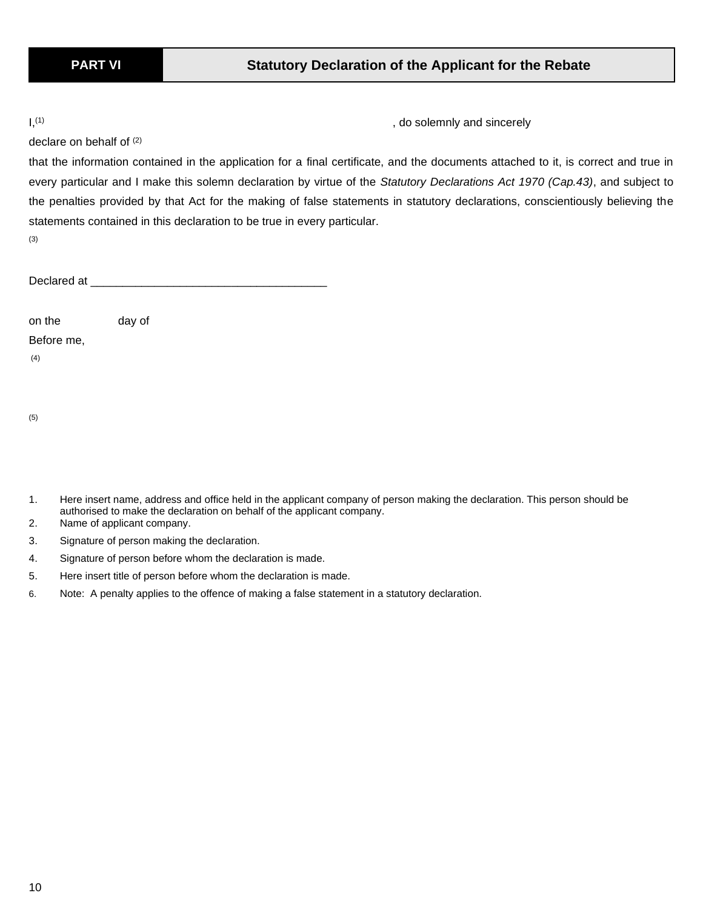| PART VI | Statutory Declaration of the Applicant for the Rebate |
| --- | --- |

I,[1] , do solemnly and sincerely

declare on behalf of [2]

that the information contained in the application for a final certificate, and the documents attached to it, is correct and true in every particular and I make this solemn declaration by virtue of the *Statutory Declarations Act 1970 (Cap.43)*, and subject to the penalties provided by that Act for the making of false statements in statutory declarations, conscientiously believing the statements contained in this declaration to be true in every particular.

[3]

Declared at ____________________________________

on the day of

Before me,

[4]

[5]

1. Here insert name, address and office held in the applicant company of person making the declaration. This person should be authorised to make the declaration on behalf of the applicant company.
2. Name of applicant company.
3. Signature of person making the declaration.
4. Signature of person before whom the declaration is made.
5. Here insert title of person before whom the declaration is made.
6. Note: A penalty applies to the offence of making a false statement in a statutory declaration.